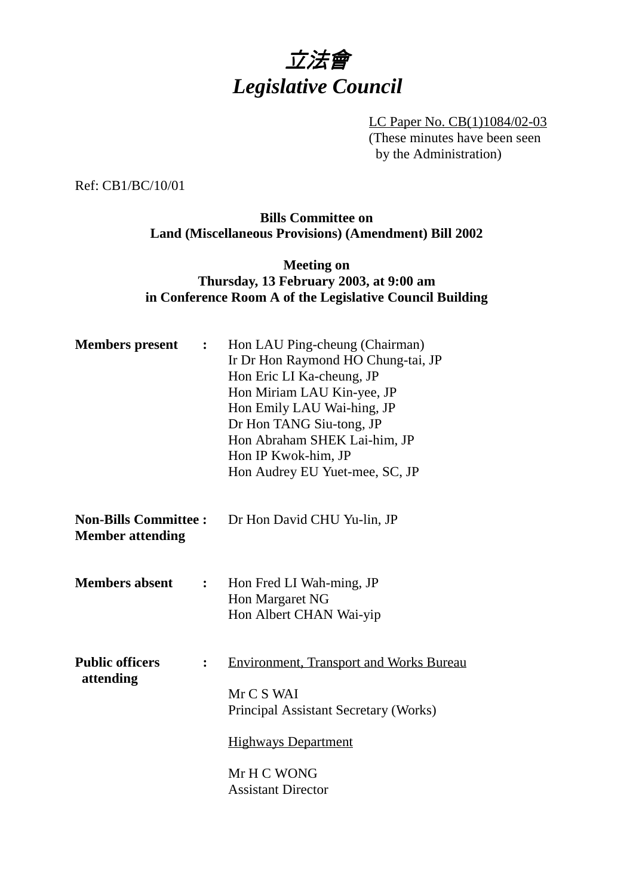# *立法會*
# *Legislative Council*

LC Paper No. CB(1)1084/02-03
(These minutes have been seen by the Administration)

Ref: CB1/BC/10/01

**Bills Committee on**
**Land (Miscellaneous Provisions) (Amendment) Bill 2002**

**Meeting on**
**Thursday, 13 February 2003, at 9:00 am**
**in Conference Room A of the Legislative Council Building**

**Members present** : Hon LAU Ping-cheung (Chairman)
Ir Dr Hon Raymond HO Chung-tai, JP
Hon Eric LI Ka-cheung, JP
Hon Miriam LAU Kin-yee, JP
Hon Emily LAU Wai-hing, JP
Dr Hon TANG Siu-tong, JP
Hon Abraham SHEK Lai-him, JP
Hon IP Kwok-him, JP
Hon Audrey EU Yuet-mee, SC, JP

**Non-Bills Committee : Member attending** Dr Hon David CHU Yu-lin, JP

**Members absent** : Hon Fred LI Wah-ming, JP
Hon Margaret NG
Hon Albert CHAN Wai-yip

**Public officers attending** : Environment, Transport and Works Bureau

Mr C S WAI
Principal Assistant Secretary (Works)

Highways Department

Mr H C WONG
Assistant Director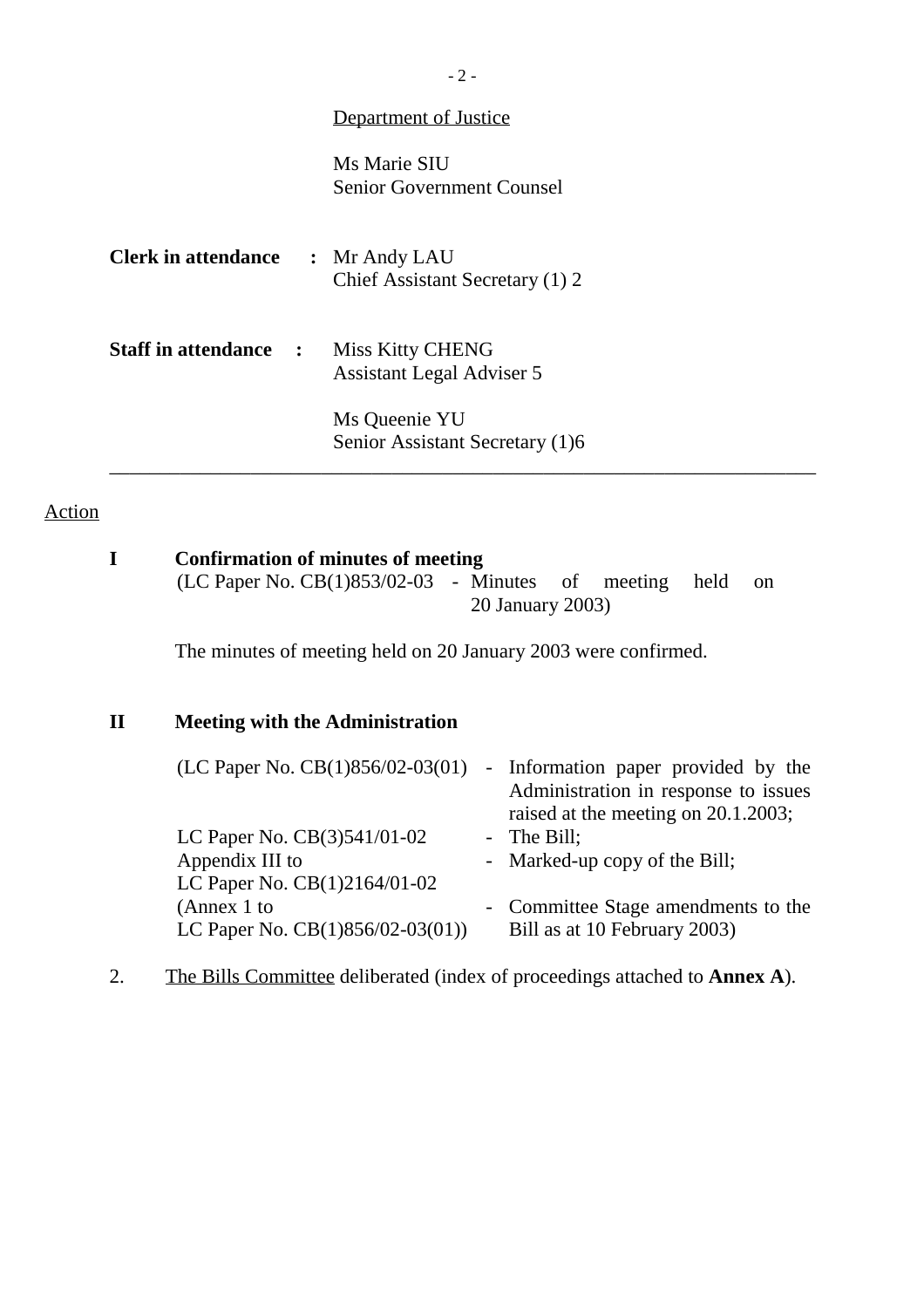Department of Justice

Ms Marie SIU
Senior Government Counsel

**Clerk in attendance :** Mr Andy LAU
Chief Assistant Secretary (1) 2

**Staff in attendance :** Miss Kitty CHENG
Assistant Legal Adviser 5

Ms Queenie YU
Senior Assistant Secretary (1)6

---

Action

**I Confirmation of minutes of meeting**

(LC Paper No. CB(1)853/02-03 - Minutes of meeting held on 20 January 2003)

The minutes of meeting held on 20 January 2003 were confirmed.

**II Meeting with the Administration**

| | | |
|---|---|---|
| (LC Paper No. CB(1)856/02-03(01) | - | Information paper provided by the Administration in response to issues raised at the meeting on 20.1.2003; |
| LC Paper No. CB(3)541/01-02 | - | The Bill; |
| Appendix III to LC Paper No. CB(1)2164/01-02 | - | Marked-up copy of the Bill; |
| (Annex 1 to LC Paper No. CB(1)856/02-03(01)) | - | Committee Stage amendments to the Bill as at 10 February 2003) |

2. The Bills Committee deliberated (index of proceedings attached to **Annex A**).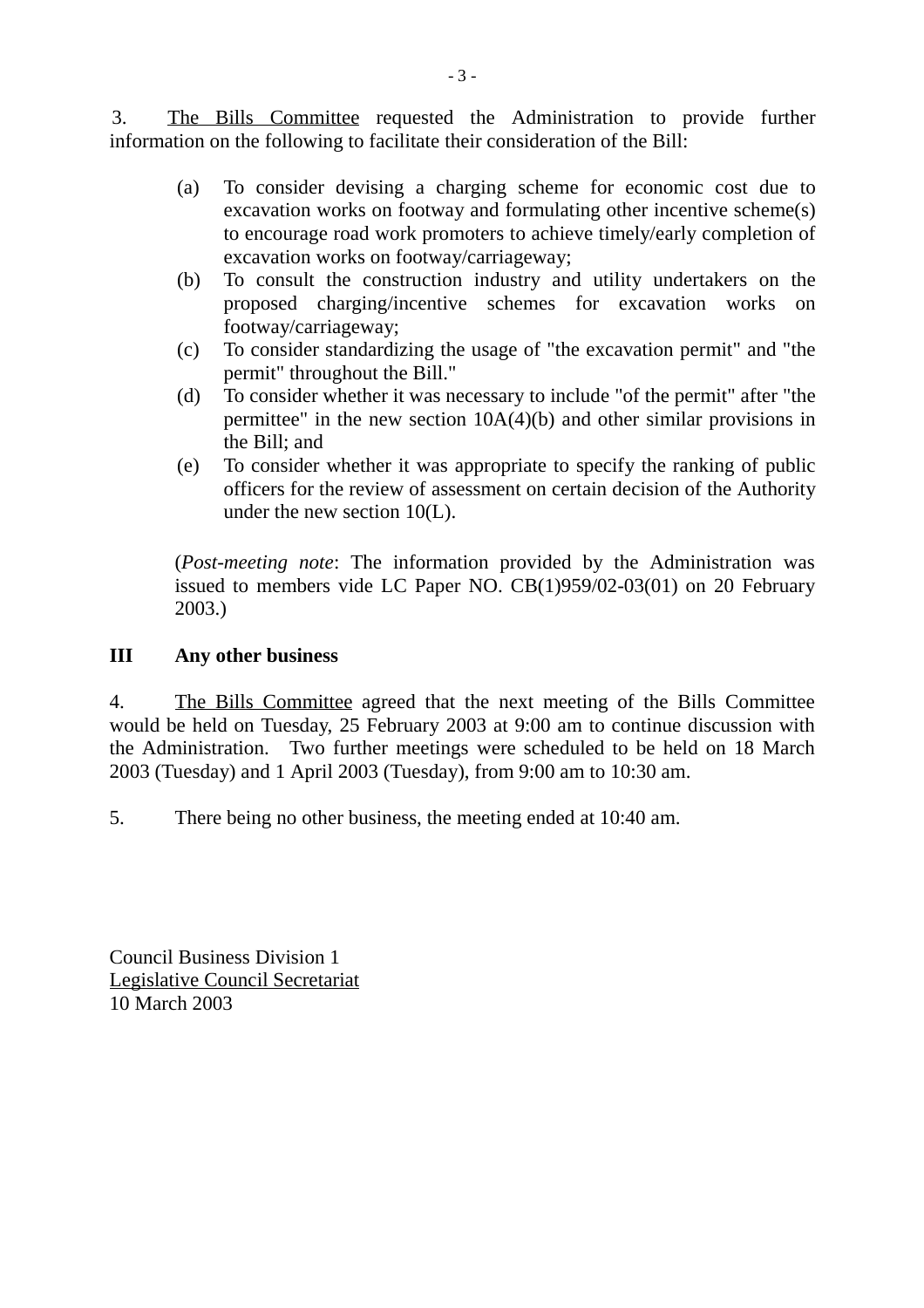3. <u>The Bills Committee</u> requested the Administration to provide further information on the following to facilitate their consideration of the Bill:

(a) To consider devising a charging scheme for economic cost due to excavation works on footway and formulating other incentive scheme(s) to encourage road work promoters to achieve timely/early completion of excavation works on footway/carriageway;
(b) To consult the construction industry and utility undertakers on the proposed charging/incentive schemes for excavation works on footway/carriageway;
(c) To consider standardizing the usage of "the excavation permit" and "the permit" throughout the Bill."
(d) To consider whether it was necessary to include "of the permit" after "the permittee" in the new section 10A(4)(b) and other similar provisions in the Bill; and
(e) To consider whether it was appropriate to specify the ranking of public officers for the review of assessment on certain decision of the Authority under the new section 10(L).

(*Post-meeting note*: The information provided by the Administration was issued to members vide LC Paper NO. CB(1)959/02-03(01) on 20 February 2003.)

**III Any other business**

4. <u>The Bills Committee</u> agreed that the next meeting of the Bills Committee would be held on Tuesday, 25 February 2003 at 9:00 am to continue discussion with the Administration. Two further meetings were scheduled to be held on 18 March 2003 (Tuesday) and 1 April 2003 (Tuesday), from 9:00 am to 10:30 am.

5. There being no other business, the meeting ended at 10:40 am.

Council Business Division 1
<u>Legislative Council Secretariat</u>
10 March 2003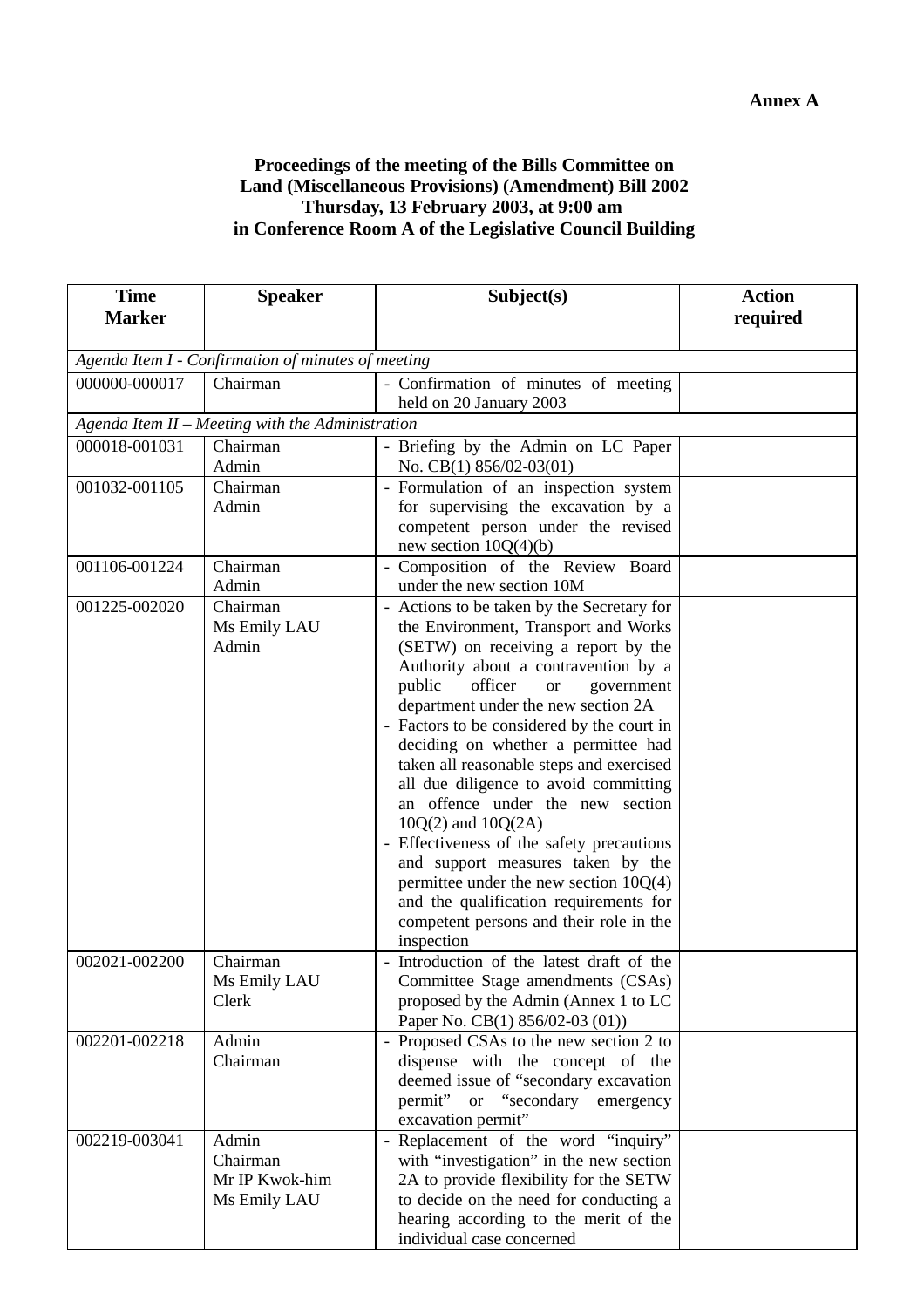**Annex A**

**Proceedings of the meeting of the Bills Committee on Land (Miscellaneous Provisions) (Amendment) Bill 2002 Thursday, 13 February 2003, at 9:00 am in Conference Room A of the Legislative Council Building**

| Time Marker | Speaker | Subject(s) | Action required |
|---|---|---|---|
| *Agenda Item I - Confirmation of minutes of meeting* | | | |
| 000000-000017 | Chairman | - Confirmation of minutes of meeting held on 20 January 2003 | |
| *Agenda Item II – Meeting with the Administration* | | | |
| 000018-001031 | Chairman<br>Admin | - Briefing by the Admin on LC Paper No. CB(1) 856/02-03(01) | |
| 001032-001105 | Chairman<br>Admin | - Formulation of an inspection system for supervising the excavation by a competent person under the revised new section 10Q(4)(b) | |
| 001106-001224 | Chairman<br>Admin | - Composition of the Review Board under the new section 10M | |
| 001225-002020 | Chairman<br>Ms Emily LAU<br>Admin | - Actions to be taken by the Secretary for the Environment, Transport and Works (SETW) on receiving a report by the Authority about a contravention by a public officer or government department under the new section 2A<br>- Factors to be considered by the court in deciding on whether a permittee had taken all reasonable steps and exercised all due diligence to avoid committing an offence under the new section 10Q(2) and 10Q(2A)<br>- Effectiveness of the safety precautions and support measures taken by the permittee under the new section 10Q(4) and the qualification requirements for competent persons and their role in the inspection | |
| 002021-002200 | Chairman<br>Ms Emily LAU<br>Clerk | - Introduction of the latest draft of the Committee Stage amendments (CSAs) proposed by the Admin (Annex 1 to LC Paper No. CB(1) 856/02-03 (01)) | |
| 002201-002218 | Admin<br>Chairman | - Proposed CSAs to the new section 2 to dispense with the concept of the deemed issue of "secondary excavation permit" or "secondary emergency excavation permit" | |
| 002219-003041 | Admin<br>Chairman<br>Mr IP Kwok-him<br>Ms Emily LAU | - Replacement of the word "inquiry" with "investigation" in the new section 2A to provide flexibility for the SETW to decide on the need for conducting a hearing according to the merit of the individual case concerned | |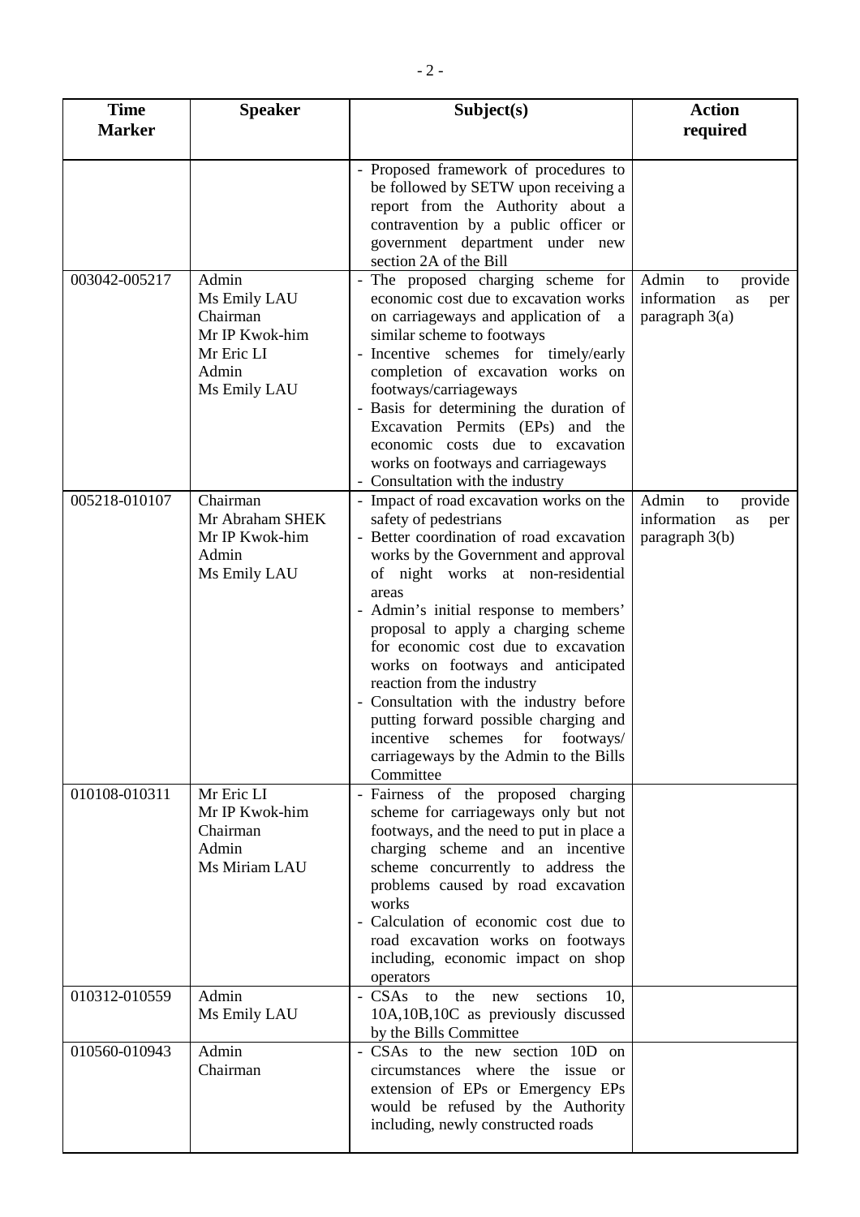| Time Marker | Speaker | Subject(s) | Action required |
|---|---|---|---|
| | | - Proposed framework of procedures to be followed by SETW upon receiving a report from the Authority about a contravention by a public officer or government department under new section 2A of the Bill | |
| 003042-005217 | Admin<br>Ms Emily LAU<br>Chairman<br>Mr IP Kwok-him<br>Mr Eric LI<br>Admin<br>Ms Emily LAU | - The proposed charging scheme for economic cost due to excavation works on carriageways and application of a similar scheme to footways<br>- Incentive schemes for timely/early completion of excavation works on footways/carriageways<br>- Basis for determining the duration of Excavation Permits (EPs) and the economic costs due to excavation works on footways and carriageways<br>- Consultation with the industry | Admin to provide information as per paragraph 3(a) |
| 005218-010107 | Chairman<br>Mr Abraham SHEK<br>Mr IP Kwok-him<br>Admin<br>Ms Emily LAU | - Impact of road excavation works on the safety of pedestrians<br>- Better coordination of road excavation works by the Government and approval of night works at non-residential areas<br>- Admin's initial response to members' proposal to apply a charging scheme for economic cost due to excavation works on footways and anticipated reaction from the industry<br>- Consultation with the industry before putting forward possible charging and incentive schemes for footways/ carriageways by the Admin to the Bills Committee | Admin to provide information as per paragraph 3(b) |
| 010108-010311 | Mr Eric LI<br>Mr IP Kwok-him<br>Chairman<br>Admin<br>Ms Miriam LAU | - Fairness of the proposed charging scheme for carriageways only but not footways, and the need to put in place a charging scheme and an incentive scheme concurrently to address the problems caused by road excavation works<br>- Calculation of economic cost due to road excavation works on footways including, economic impact on shop operators | |
| 010312-010559 | Admin<br>Ms Emily LAU | - CSAs to the new sections 10, 10A,10B,10C as previously discussed by the Bills Committee | |
| 010560-010943 | Admin<br>Chairman | - CSAs to the new section 10D on circumstances where the issue or extension of EPs or Emergency EPs would be refused by the Authority including, newly constructed roads | |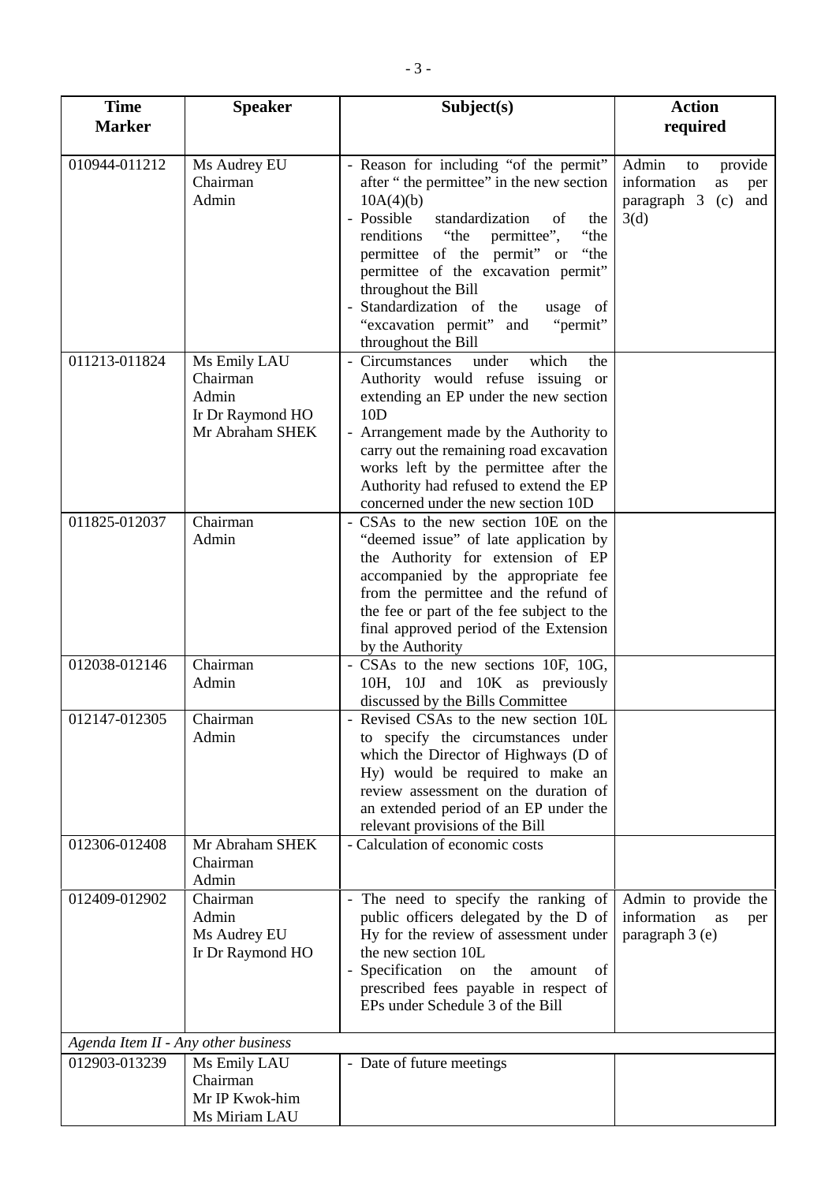| Time Marker | Speaker | Subject(s) | Action required |
|---|---|---|---|
| 010944-011212 | Ms Audrey EU<br>Chairman<br>Admin | - Reason for including "of the permit" after " the permittee" in the new section 10A(4)(b)<br>- Possible standardization of the renditions "the permittee", "the permittee of the permit" or "the permittee of the excavation permit" throughout the Bill<br>- Standardization of the usage of "excavation permit" and "permit" throughout the Bill | Admin to provide information as per paragraph 3 (c) and 3(d) |
| 011213-011824 | Ms Emily LAU<br>Chairman<br>Admin<br>Ir Dr Raymond HO<br>Mr Abraham SHEK | - Circumstances under which the Authority would refuse issuing or extending an EP under the new section 10D<br>- Arrangement made by the Authority to carry out the remaining road excavation works left by the permittee after the Authority had refused to extend the EP concerned under the new section 10D | |
| 011825-012037 | Chairman<br>Admin | - CSAs to the new section 10E on the "deemed issue" of late application by the Authority for extension of EP accompanied by the appropriate fee from the permittee and the refund of the fee or part of the fee subject to the final approved period of the Extension by the Authority | |
| 012038-012146 | Chairman<br>Admin | - CSAs to the new sections 10F, 10G, 10H, 10J and 10K as previously discussed by the Bills Committee | |
| 012147-012305 | Chairman<br>Admin | - Revised CSAs to the new section 10L to specify the circumstances under which the Director of Highways (D of Hy) would be required to make an review assessment on the duration of an extended period of an EP under the relevant provisions of the Bill | |
| 012306-012408 | Mr Abraham SHEK<br>Chairman<br>Admin | - Calculation of economic costs | |
| 012409-012902 | Chairman<br>Admin<br>Ms Audrey EU<br>Ir Dr Raymond HO | - The need to specify the ranking of public officers delegated by the D of Hy for the review of assessment under the new section 10L<br>- Specification on the amount of prescribed fees payable in respect of EPs under Schedule 3 of the Bill | Admin to provide the information as per paragraph 3 (e) |
| *Agenda Item II - Any other business* | | | |
| 012903-013239 | Ms Emily LAU<br>Chairman<br>Mr IP Kwok-him<br>Ms Miriam LAU | - Date of future meetings | |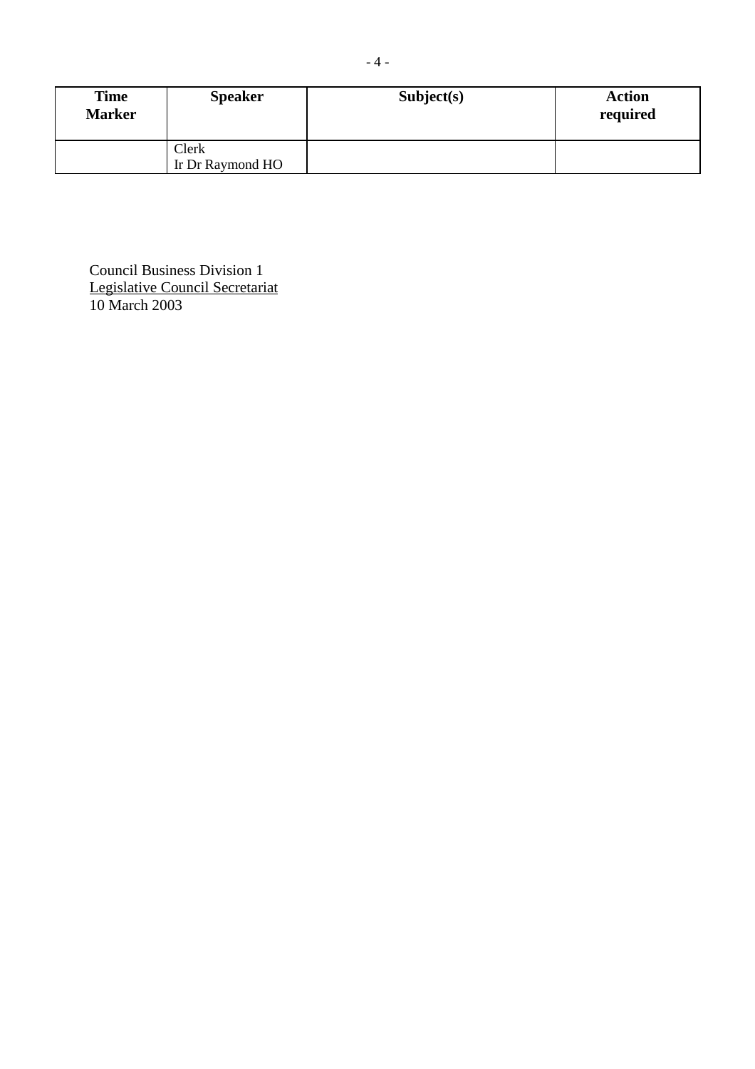| Time Marker | Speaker | Subject(s) | Action required |
| --- | --- | --- | --- |
| | Clerk<br>Ir Dr Raymond HO | | |

Council Business Division 1
Legislative Council Secretariat
10 March 2003